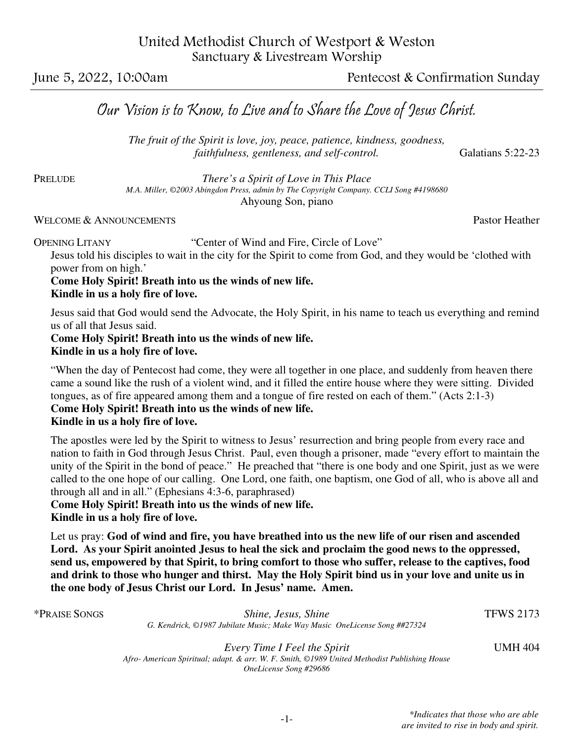United Methodist Church of Westport & Weston
Sanctuary & Livestream Worship

June 5, 2022, 10:00am — Pentecost & Confirmation Sunday

## *Our Vision is to Know, to Live and to Share the Love of Jesus Christ.*

*The fruit of the Spirit is love, joy, peace, patience, kindness, goodness, faithfulness, gentleness, and self-control.* Galatians 5:22-23

PRELUDE *There's a Spirit of Love in This Place*
*M.A. Miller, ©2003 Abingdon Press, admin by The Copyright Company. CCLI Song #4198680*
Ahyoung Son, piano

WELCOME & ANNOUNCEMENTS Pastor Heather

OPENING LITANY "Center of Wind and Fire, Circle of Love"

Jesus told his disciples to wait in the city for the Spirit to come from God, and they would be 'clothed with power from on high.'
**Come Holy Spirit! Breath into us the winds of new life.**
**Kindle in us a holy fire of love.**

Jesus said that God would send the Advocate, the Holy Spirit, in his name to teach us everything and remind us of all that Jesus said.
**Come Holy Spirit! Breath into us the winds of new life.**
**Kindle in us a holy fire of love.**

"When the day of Pentecost had come, they were all together in one place, and suddenly from heaven there came a sound like the rush of a violent wind, and it filled the entire house where they were sitting. Divided tongues, as of fire appeared among them and a tongue of fire rested on each of them." (Acts 2:1-3)
**Come Holy Spirit! Breath into us the winds of new life.**
**Kindle in us a holy fire of love.**

The apostles were led by the Spirit to witness to Jesus' resurrection and bring people from every race and nation to faith in God through Jesus Christ. Paul, even though a prisoner, made "every effort to maintain the unity of the Spirit in the bond of peace." He preached that "there is one body and one Spirit, just as we were called to the one hope of our calling. One Lord, one faith, one baptism, one God of all, who is above all and through all and in all." (Ephesians 4:3-6, paraphrased)
**Come Holy Spirit! Breath into us the winds of new life.**
**Kindle in us a holy fire of love.**

Let us pray: **God of wind and fire, you have breathed into us the new life of our risen and ascended Lord. As your Spirit anointed Jesus to heal the sick and proclaim the good news to the oppressed, send us, empowered by that Spirit, to bring comfort to those who suffer, release to the captives, food and drink to those who hunger and thirst. May the Holy Spirit bind us in your love and unite us in the one body of Jesus Christ our Lord. In Jesus' name. Amen.**

*PRAISE SONGS *Shine, Jesus, Shine* TFWS 2173
*G. Kendrick, ©1987 Jubilate Music; Make Way Music OneLicense Song ##27324*

*Every Time I Feel the Spirit* UMH 404
*Afro- American Spiritual; adapt. & arr. W. F. Smith, ©1989 United Methodist Publishing House OneLicense Song #29686*

*\*Indicates that those who are able are invited to rise in body and spirit.*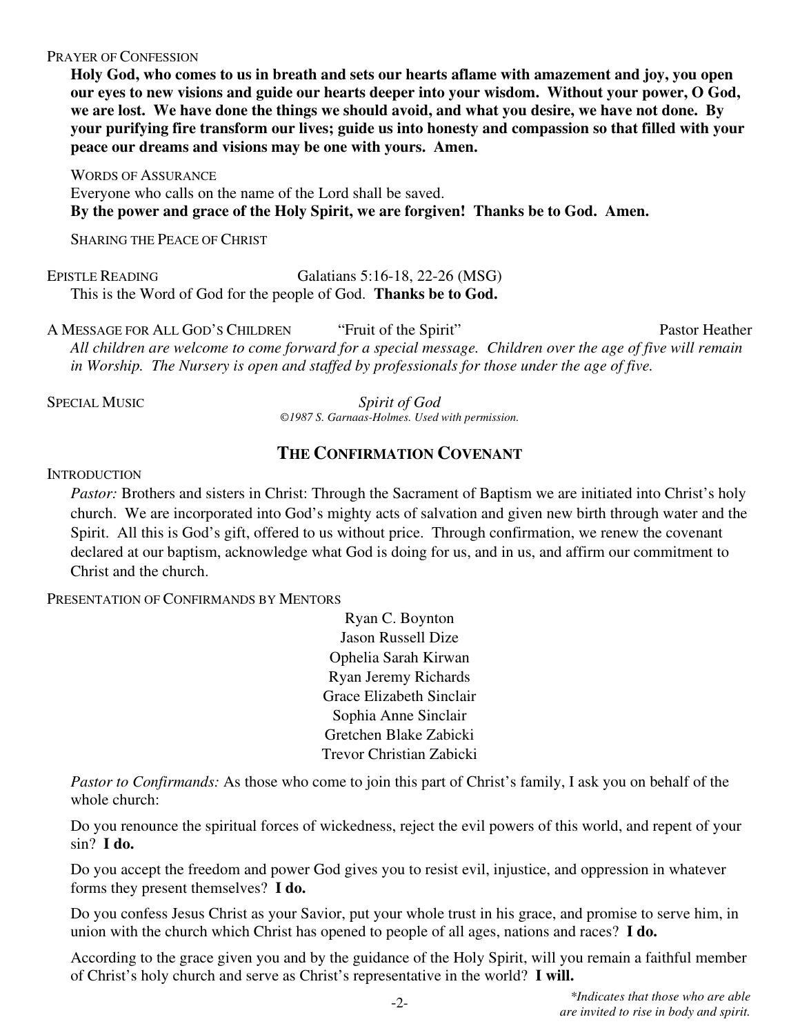PRAYER OF CONFESSION

**Holy God, who comes to us in breath and sets our hearts aflame with amazement and joy, you open our eyes to new visions and guide our hearts deeper into your wisdom. Without your power, O God, we are lost. We have done the things we should avoid, and what you desire, we have not done. By your purifying fire transform our lives; guide us into honesty and compassion so that filled with your peace our dreams and visions may be one with yours. Amen.**

WORDS OF ASSURANCE

Everyone who calls on the name of the Lord shall be saved.
**By the power and grace of the Holy Spirit, we are forgiven! Thanks be to God. Amen.**

SHARING THE PEACE OF CHRIST

EPISTLE READING — Galatians 5:16-18, 22-26 (MSG)

This is the Word of God for the people of God. **Thanks be to God.**

A MESSAGE FOR ALL GOD'S CHILDREN — "Fruit of the Spirit" — Pastor Heather

*All children are welcome to come forward for a special message. Children over the age of five will remain in Worship. The Nursery is open and staffed by professionals for those under the age of five.*

SPECIAL MUSIC — *Spirit of God*

*©1987 S. Garnaas-Holmes. Used with permission.*

## THE CONFIRMATION COVENANT

INTRODUCTION

*Pastor:* Brothers and sisters in Christ: Through the Sacrament of Baptism we are initiated into Christ's holy church. We are incorporated into God's mighty acts of salvation and given new birth through water and the Spirit. All this is God's gift, offered to us without price. Through confirmation, we renew the covenant declared at our baptism, acknowledge what God is doing for us, and in us, and affirm our commitment to Christ and the church.

PRESENTATION OF CONFIRMANDS BY MENTORS

Ryan C. Boynton
Jason Russell Dize
Ophelia Sarah Kirwan
Ryan Jeremy Richards
Grace Elizabeth Sinclair
Sophia Anne Sinclair
Gretchen Blake Zabicki
Trevor Christian Zabicki

*Pastor to Confirmands:* As those who come to join this part of Christ's family, I ask you on behalf of the whole church:

Do you renounce the spiritual forces of wickedness, reject the evil powers of this world, and repent of your sin? **I do.**

Do you accept the freedom and power God gives you to resist evil, injustice, and oppression in whatever forms they present themselves? **I do.**

Do you confess Jesus Christ as your Savior, put your whole trust in his grace, and promise to serve him, in union with the church which Christ has opened to people of all ages, nations and races? **I do.**

According to the grace given you and by the guidance of the Holy Spirit, will you remain a faithful member of Christ's holy church and serve as Christ's representative in the world? **I will.**

*\*Indicates that those who are able are invited to rise in body and spirit.*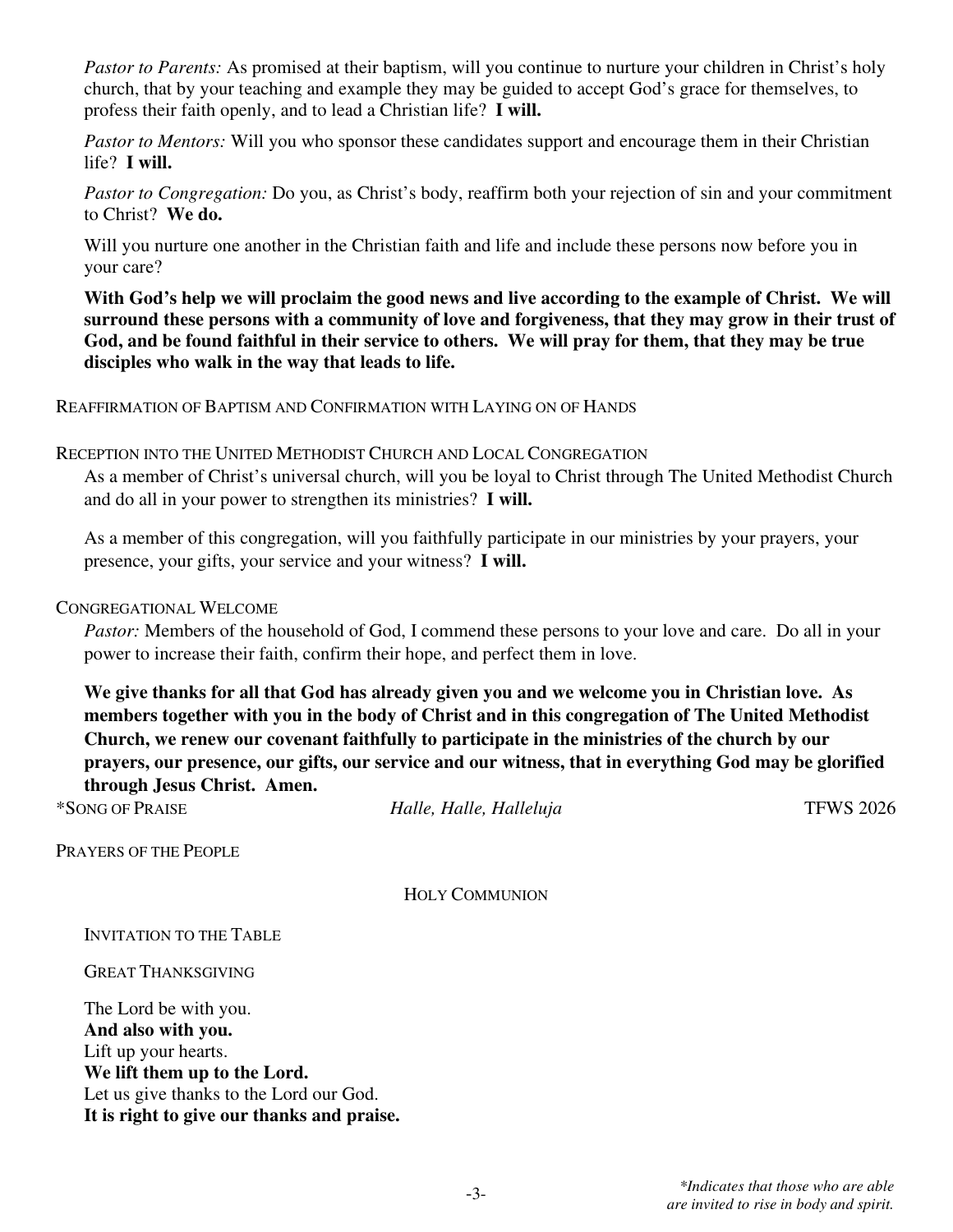*Pastor to Parents:* As promised at their baptism, will you continue to nurture your children in Christ's holy church, that by your teaching and example they may be guided to accept God's grace for themselves, to profess their faith openly, and to lead a Christian life? **I will.**

*Pastor to Mentors:* Will you who sponsor these candidates support and encourage them in their Christian life? **I will.**

*Pastor to Congregation:* Do you, as Christ's body, reaffirm both your rejection of sin and your commitment to Christ? **We do.**

Will you nurture one another in the Christian faith and life and include these persons now before you in your care?

**With God's help we will proclaim the good news and live according to the example of Christ. We will surround these persons with a community of love and forgiveness, that they may grow in their trust of God, and be found faithful in their service to others. We will pray for them, that they may be true disciples who walk in the way that leads to life.**

REAFFIRMATION OF BAPTISM AND CONFIRMATION WITH LAYING ON OF HANDS

RECEPTION INTO THE UNITED METHODIST CHURCH AND LOCAL CONGREGATION

As a member of Christ's universal church, will you be loyal to Christ through The United Methodist Church and do all in your power to strengthen its ministries? **I will.**

As a member of this congregation, will you faithfully participate in our ministries by your prayers, your presence, your gifts, your service and your witness? **I will.**

CONGREGATIONAL WELCOME

*Pastor:* Members of the household of God, I commend these persons to your love and care. Do all in your power to increase their faith, confirm their hope, and perfect them in love.

**We give thanks for all that God has already given you and we welcome you in Christian love. As members together with you in the body of Christ and in this congregation of The United Methodist Church, we renew our covenant faithfully to participate in the ministries of the church by our prayers, our presence, our gifts, our service and our witness, that in everything God may be glorified through Jesus Christ. Amen.**

*SONG OF PRAISE *Halle, Halle, Halleluja* TFWS 2026

PRAYERS OF THE PEOPLE

HOLY COMMUNION

INVITATION TO THE TABLE

GREAT THANKSGIVING

The Lord be with you.
**And also with you.**
Lift up your hearts.
**We lift them up to the Lord.**
Let us give thanks to the Lord our God.
**It is right to give our thanks and praise.**

*\*Indicates that those who are able are invited to rise in body and spirit.*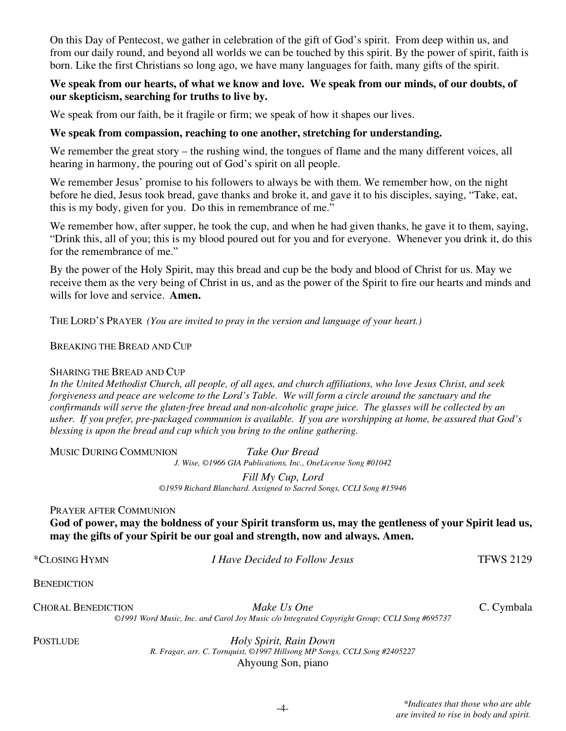On this Day of Pentecost, we gather in celebration of the gift of God's spirit. From deep within us, and from our daily round, and beyond all worlds we can be touched by this spirit. By the power of spirit, faith is born. Like the first Christians so long ago, we have many languages for faith, many gifts of the spirit.

**We speak from our hearts, of what we know and love. We speak from our minds, of our doubts, of our skepticism, searching for truths to live by.**

We speak from our faith, be it fragile or firm; we speak of how it shapes our lives.

**We speak from compassion, reaching to one another, stretching for understanding.**

We remember the great story – the rushing wind, the tongues of flame and the many different voices, all hearing in harmony, the pouring out of God's spirit on all people.

We remember Jesus' promise to his followers to always be with them. We remember how, on the night before he died, Jesus took bread, gave thanks and broke it, and gave it to his disciples, saying, "Take, eat, this is my body, given for you. Do this in remembrance of me."

We remember how, after supper, he took the cup, and when he had given thanks, he gave it to them, saying, "Drink this, all of you; this is my blood poured out for you and for everyone. Whenever you drink it, do this for the remembrance of me."

By the power of the Holy Spirit, may this bread and cup be the body and blood of Christ for us. May we receive them as the very being of Christ in us, and as the power of the Spirit to fire our hearts and minds and wills for love and service. **Amen.**

THE LORD'S PRAYER *(You are invited to pray in the version and language of your heart.)*

BREAKING THE BREAD AND CUP

SHARING THE BREAD AND CUP
*In the United Methodist Church, all people, of all ages, and church affiliations, who love Jesus Christ, and seek forgiveness and peace are welcome to the Lord's Table. We will form a circle around the sanctuary and the confirmands will serve the gluten-free bread and non-alcoholic grape juice. The glasses will be collected by an usher. If you prefer, pre-packaged communion is available. If you are worshipping at home, be assured that God's blessing is upon the bread and cup which you bring to the online gathering.*

MUSIC DURING COMMUNION *Take Our Bread*
*J. Wise, ©1966 GIA Publications, Inc., OneLicense Song #01042*

*Fill My Cup, Lord*
*©1959 Richard Blanchard. Assigned to Sacred Songs, CCLI Song #15946*

PRAYER AFTER COMMUNION
**God of power, may the boldness of your Spirit transform us, may the gentleness of your Spirit lead us, may the gifts of your Spirit be our goal and strength, now and always. Amen.**

*CLOSING HYMN *I Have Decided to Follow Jesus* TFWS 2129

BENEDICTION

CHORAL BENEDICTION *Make Us One* C. Cymbala
*©1991 Word Music, Inc. and Carol Joy Music c/o Integrated Copyright Group; CCLI Song #695737*

POSTLUDE *Holy Spirit, Rain Down*
*R. Fragar, arr. C. Tornquist, ©1997 Hillsong MP Songs, CCLI Song #2405227*
Ahyoung Son, piano

*\*Indicates that those who are able are invited to rise in body and spirit.*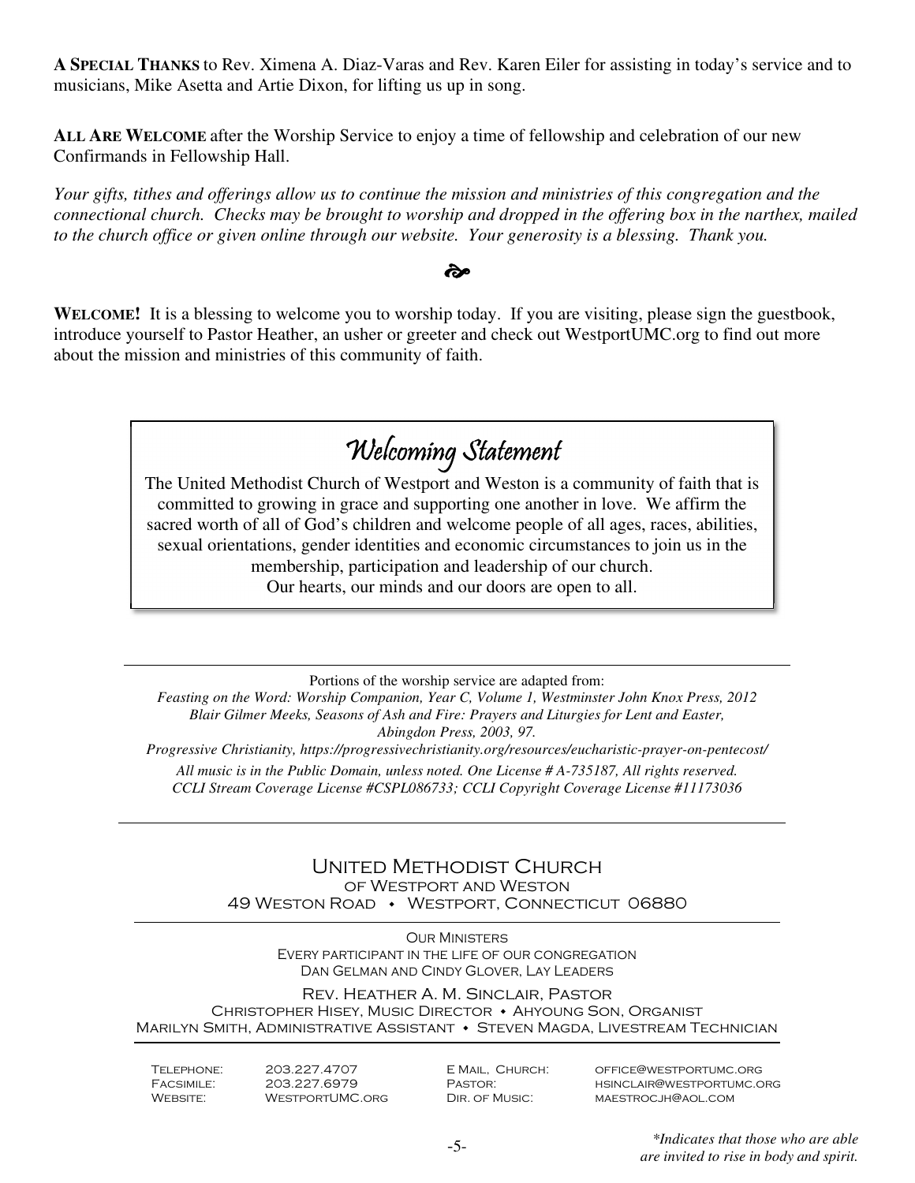**A Special Thanks** to Rev. Ximena A. Diaz-Varas and Rev. Karen Eiler for assisting in today's service and to musicians, Mike Asetta and Artie Dixon, for lifting us up in song.

**All Are Welcome** after the Worship Service to enjoy a time of fellowship and celebration of our new Confirmands in Fellowship Hall.

*Your gifts, tithes and offerings allow us to continue the mission and ministries of this congregation and the connectional church. Checks may be brought to worship and dropped in the offering box in the narthex, mailed to the church office or given online through our website. Your generosity is a blessing. Thank you.*

☙

**Welcome!** It is a blessing to welcome you to worship today. If you are visiting, please sign the guestbook, introduce yourself to Pastor Heather, an usher or greeter and check out WestportUMC.org to find out more about the mission and ministries of this community of faith.

## Welcoming Statement

The United Methodist Church of Westport and Weston is a community of faith that is committed to growing in grace and supporting one another in love. We affirm the sacred worth of all of God's children and welcome people of all ages, races, abilities, sexual orientations, gender identities and economic circumstances to join us in the membership, participation and leadership of our church.
Our hearts, our minds and our doors are open to all.

---

Portions of the worship service are adapted from:
*Feasting on the Word: Worship Companion, Year C, Volume 1, Westminster John Knox Press, 2012*
*Blair Gilmer Meeks, Seasons of Ash and Fire: Prayers and Liturgies for Lent and Easter, Abingdon Press, 2003, 97.*
*Progressive Christianity, https://progressivechristianity.org/resources/eucharistic-prayer-on-pentecost/*
*All music is in the Public Domain, unless noted. One License # A-735187, All rights reserved. CCLI Stream Coverage License #CSPL086733; CCLI Copyright Coverage License #11173036*

---

United Methodist Church
of Westport and Weston
49 Weston Road • Westport, Connecticut 06880

Our Ministers
Every participant in the life of our congregation
Dan Gelman and Cindy Glover, Lay Leaders

Rev. Heather A. M. Sinclair, Pastor
Christopher Hisey, Music Director • Ahyoung Son, Organist
Marilyn Smith, Administrative Assistant • Steven Magda, Livestream Technician

| | | | |
|---|---|---|---|
| Telephone: | 203.227.4707 | E Mail, Church: | office@westportumc.org |
| Facsimile: | 203.227.6979 | Pastor: | hsinclair@westportumc.org |
| Website: | WestportUMC.org | Dir. of Music: | maestrocjh@aol.com |

*\*Indicates that those who are able are invited to rise in body and spirit.*